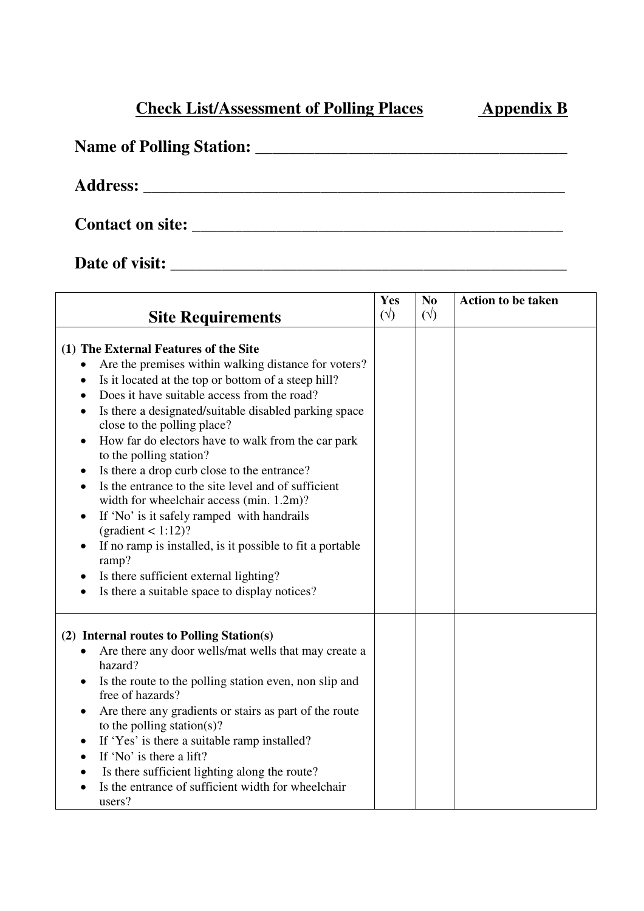# Check List/Assessment of Polling Places — Appendix B

**Name of Polling Station:** ______________________________________

**Address:** ______________________________________________________

**Contact on site:** ______________________________________________

**Date of visit:** _________________________________________________

| Site Requirements | Yes (√) | No (√) | Action to be taken |
|---|---|---|---|
| **(1) The External Features of the Site**<br>• Are the premises within walking distance for voters?<br>• Is it located at the top or bottom of a steep hill?<br>• Does it have suitable access from the road?<br>• Is there a designated/suitable disabled parking space close to the polling place?<br>• How far do electors have to walk from the car park to the polling station?<br>• Is there a drop curb close to the entrance?<br>• Is the entrance to the site level and of sufficient width for wheelchair access (min. 1.2m)?<br>• If 'No' is it safely ramped with handrails (gradient < 1:12)?<br>• If no ramp is installed, is it possible to fit a portable ramp?<br>• Is there sufficient external lighting?<br>• Is there a suitable space to display notices? | | | |
| **(2) Internal routes to Polling Station(s)**<br>• Are there any door wells/mat wells that may create a hazard?<br>• Is the route to the polling station even, non slip and free of hazards?<br>• Are there any gradients or stairs as part of the route to the polling station(s)?<br>• If 'Yes' is there a suitable ramp installed?<br>• If 'No' is there a lift?<br>• Is there sufficient lighting along the route?<br>• Is the entrance of sufficient width for wheelchair users? | | | |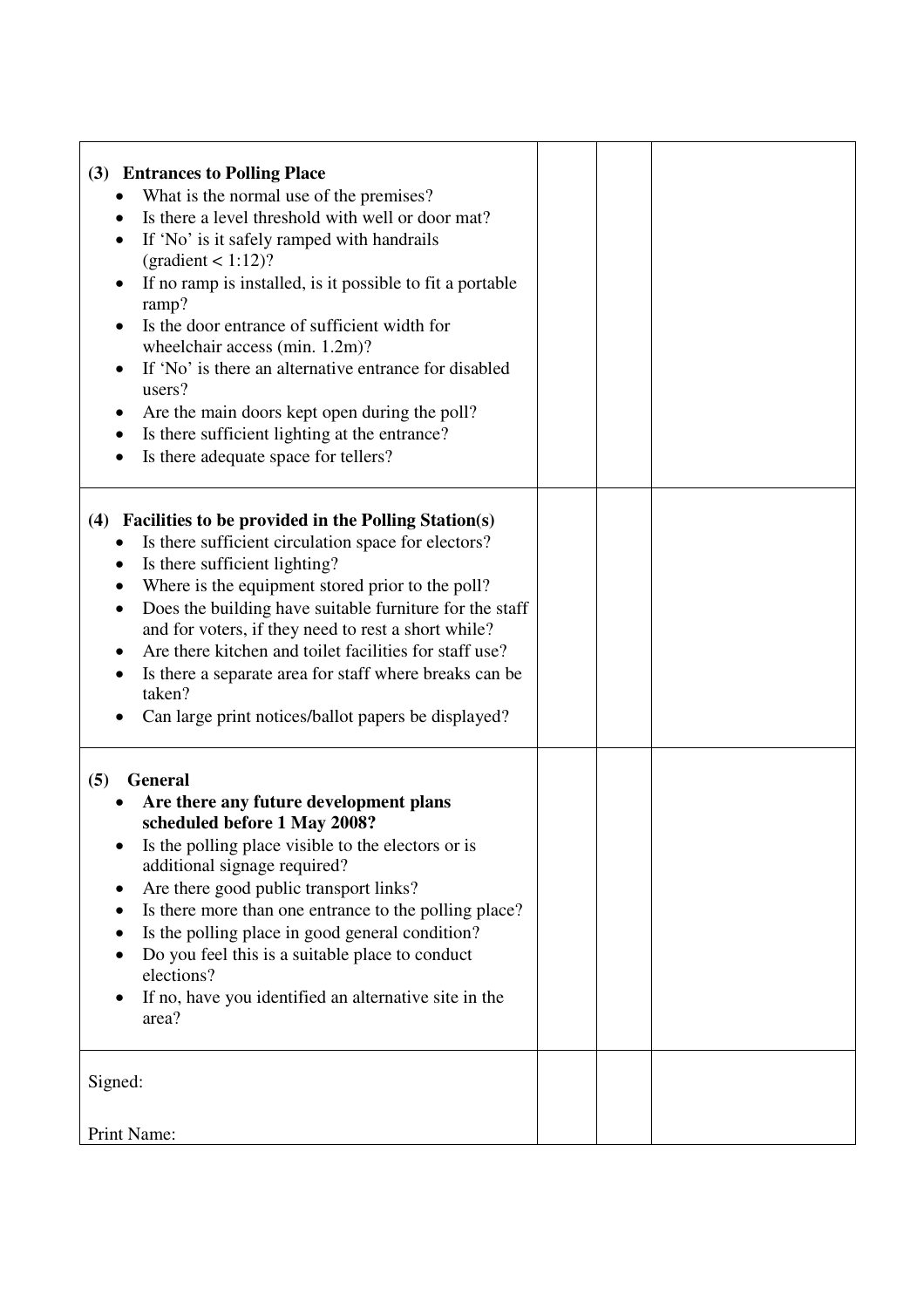| | | | |
|---|---|---|---|
| **(3) Entrances to Polling Place**<br>• What is the normal use of the premises?<br>• Is there a level threshold with well or door mat?<br>• If 'No' is it safely ramped with handrails (gradient < 1:12)?<br>• If no ramp is installed, is it possible to fit a portable ramp?<br>• Is the door entrance of sufficient width for wheelchair access (min. 1.2m)?<br>• If 'No' is there an alternative entrance for disabled users?<br>• Are the main doors kept open during the poll?<br>• Is there sufficient lighting at the entrance?<br>• Is there adequate space for tellers? | | | |
| **(4) Facilities to be provided in the Polling Station(s)**<br>• Is there sufficient circulation space for electors?<br>• Is there sufficient lighting?<br>• Where is the equipment stored prior to the poll?<br>• Does the building have suitable furniture for the staff and for voters, if they need to rest a short while?<br>• Are there kitchen and toilet facilities for staff use?<br>• Is there a separate area for staff where breaks can be taken?<br>• Can large print notices/ballot papers be displayed? | | | |
| **(5) General**<br>• **Are there any future development plans scheduled before 1 May 2008?**<br>• Is the polling place visible to the electors or is additional signage required?<br>• Are there good public transport links?<br>• Is there more than one entrance to the polling place?<br>• Is the polling place in good general condition?<br>• Do you feel this is a suitable place to conduct elections?<br>• If no, have you identified an alternative site in the area? | | | |
| Signed:<br><br>Print Name: | | | |